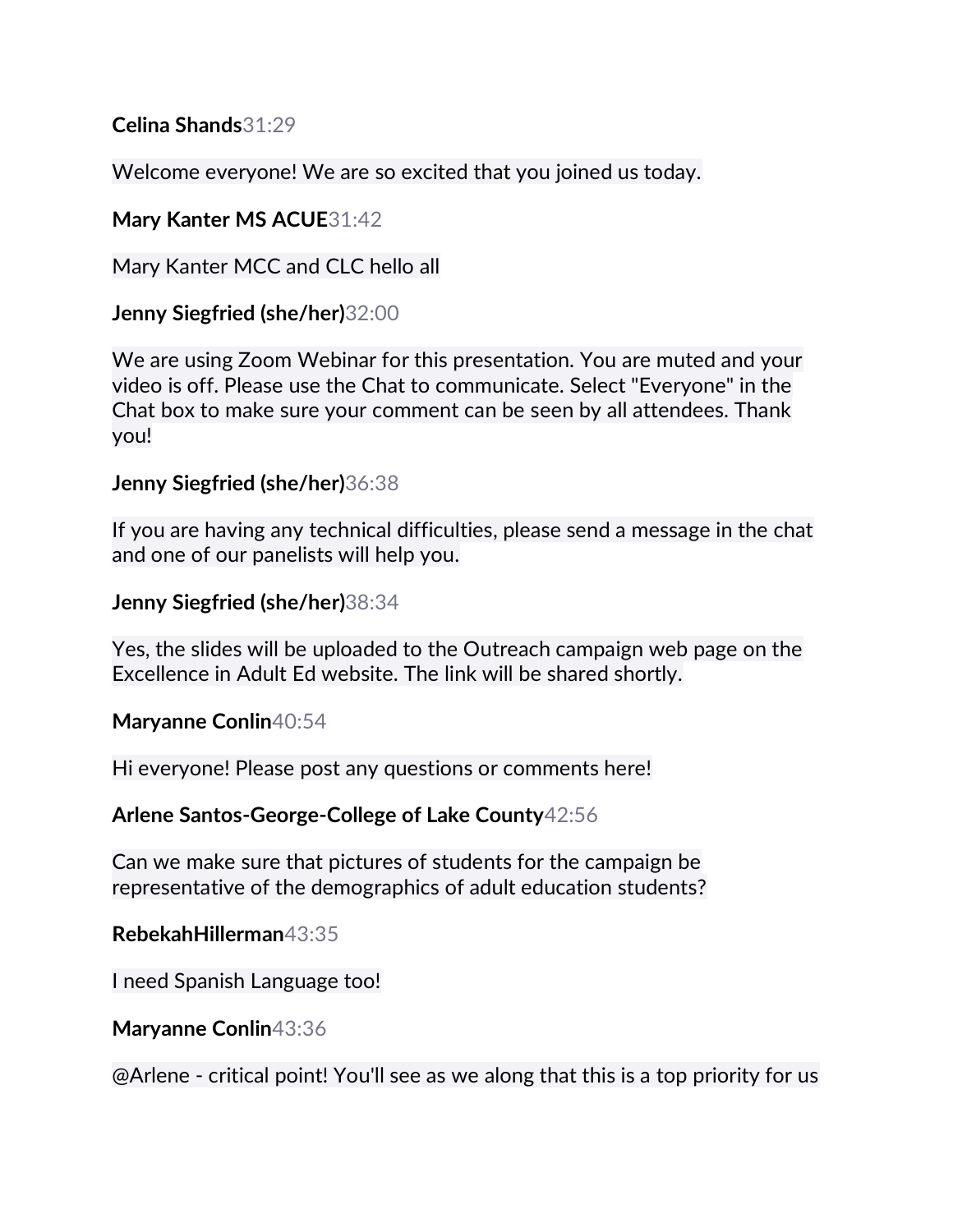**Celina Shands**31:29

Welcome everyone! We are so excited that you joined us today.

**Mary Kanter MS ACUE**31:42

Mary Kanter MCC and CLC hello all

**Jenny Siegfried (she/her)**32:00

We are using Zoom Webinar for this presentation. You are muted and your video is off. Please use the Chat to communicate. Select "Everyone" in the Chat box to make sure your comment can be seen by all attendees. Thank you!

**Jenny Siegfried (she/her)**36:38

If you are having any technical difficulties, please send a message in the chat and one of our panelists will help you.

**Jenny Siegfried (she/her)**38:34

Yes, the slides will be uploaded to the Outreach campaign web page on the Excellence in Adult Ed website. The link will be shared shortly.

**Maryanne Conlin**40:54

Hi everyone! Please post any questions or comments here!

**Arlene Santos-George-College of Lake County**42:56

Can we make sure that pictures of students for the campaign be representative of the demographics of adult education students?

**RebekahHillerman**43:35

I need Spanish Language too!

**Maryanne Conlin**43:36

@Arlene - critical point! You'll see as we along that this is a top priority for us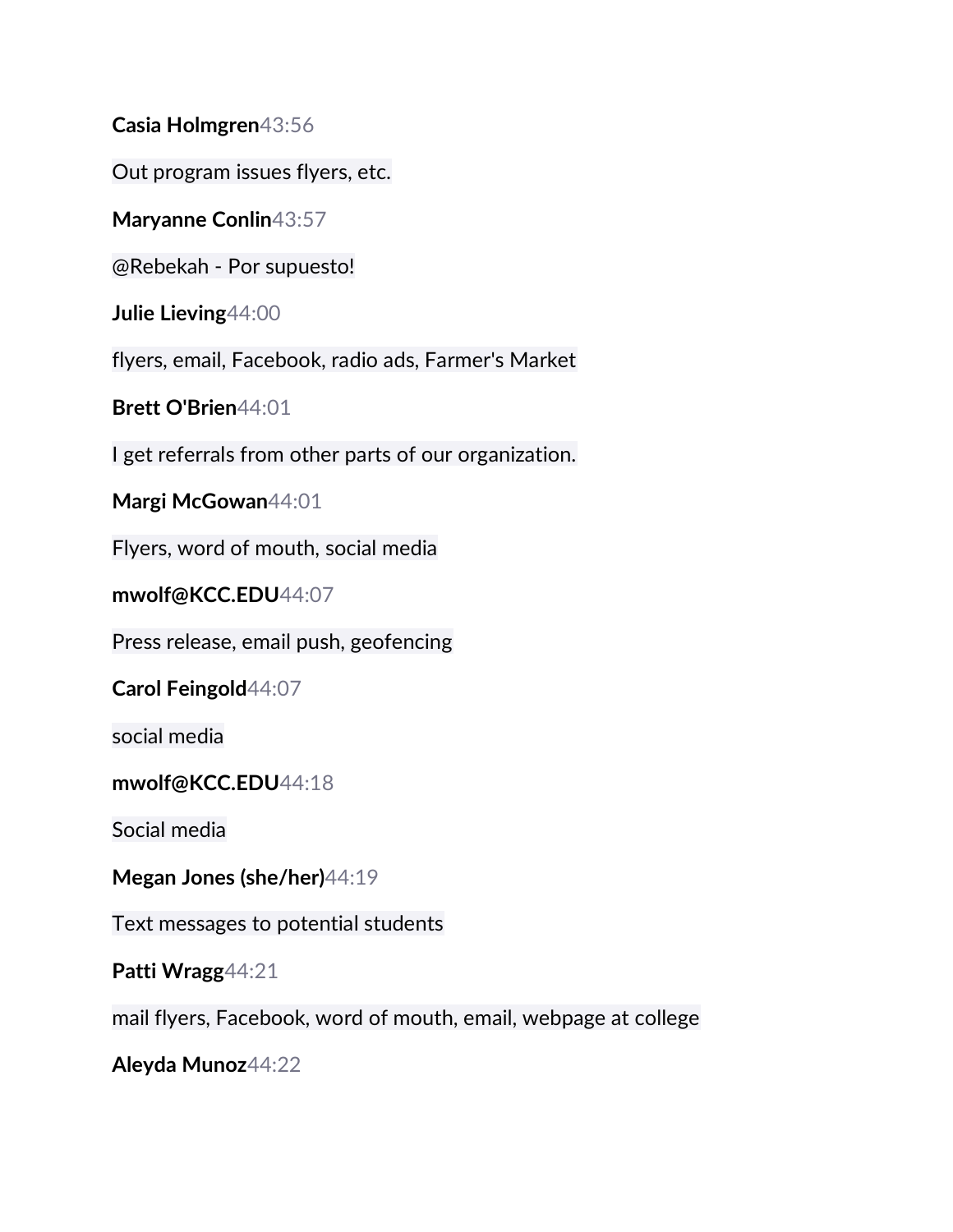**Casia Holmgren** 43:56

Out program issues flyers, etc.

**Maryanne Conlin** 43:57

@Rebekah - Por supuesto!

**Julie Lieving** 44:00

flyers, email, Facebook, radio ads, Farmer's Market

**Brett O'Brien** 44:01

I get referrals from other parts of our organization.

**Margi McGowan** 44:01

Flyers, word of mouth, social media

**mwolf@KCC.EDU** 44:07

Press release, email push, geofencing

**Carol Feingold** 44:07

social media

**mwolf@KCC.EDU** 44:18

Social media

**Megan Jones (she/her)** 44:19

Text messages to potential students

**Patti Wragg** 44:21

mail flyers, Facebook, word of mouth, email, webpage at college

**Aleyda Munoz** 44:22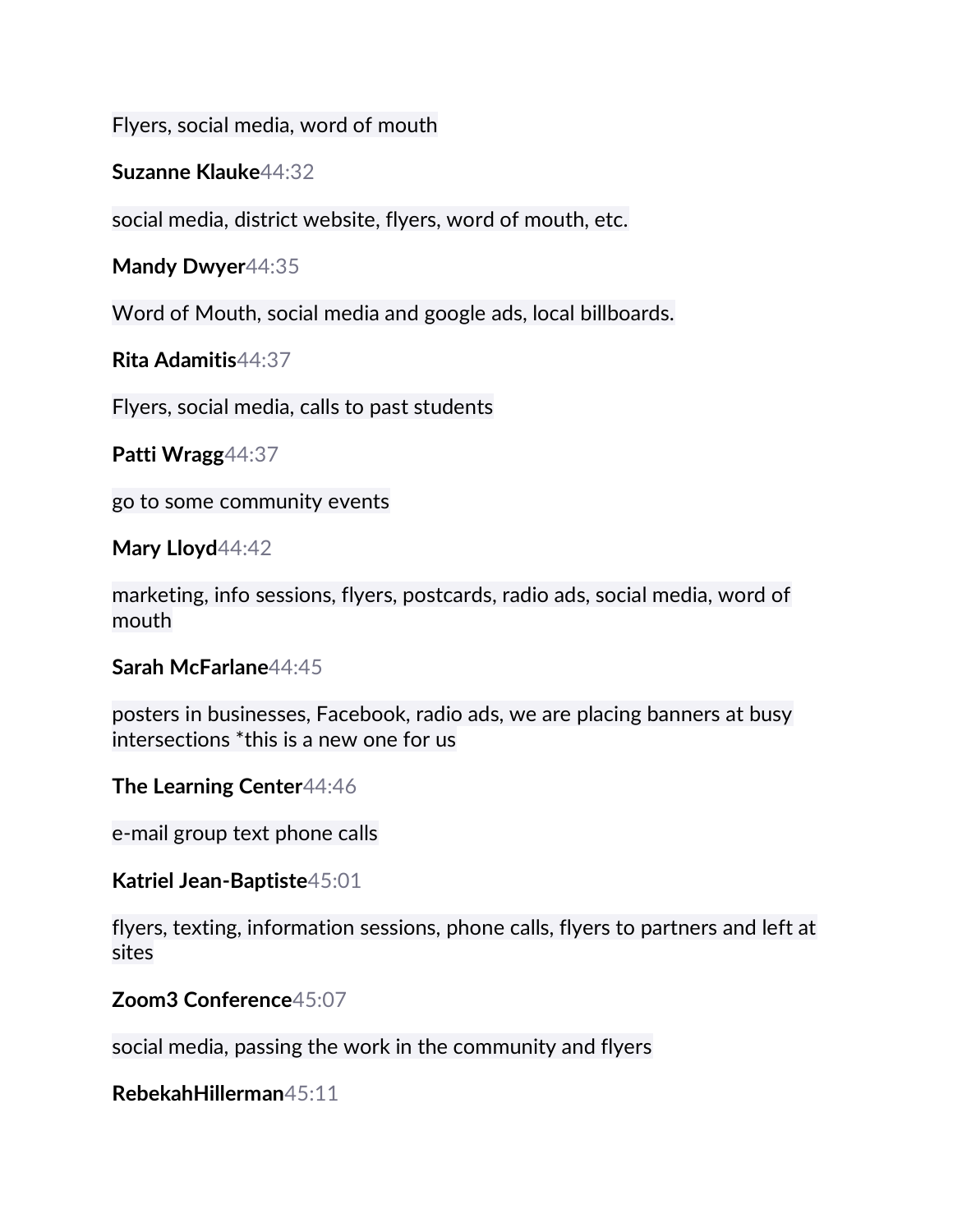Flyers, social media, word of mouth

**Suzanne Klauke**44:32

social media, district website, flyers, word of mouth, etc.

**Mandy Dwyer**44:35

Word of Mouth, social media and google ads, local billboards.

**Rita Adamitis**44:37

Flyers, social media, calls to past students

**Patti Wragg**44:37

go to some community events

**Mary Lloyd**44:42

marketing, info sessions, flyers, postcards, radio ads, social media, word of mouth

**Sarah McFarlane**44:45

posters in businesses, Facebook, radio ads, we are placing banners at busy intersections *this is a new one for us

**The Learning Center**44:46

e-mail group text phone calls

**Katriel Jean-Baptiste**45:01

flyers, texting, information sessions, phone calls, flyers to partners and left at sites

**Zoom3 Conference**45:07

social media, passing the work in the community and flyers

**RebekahHillerman**45:11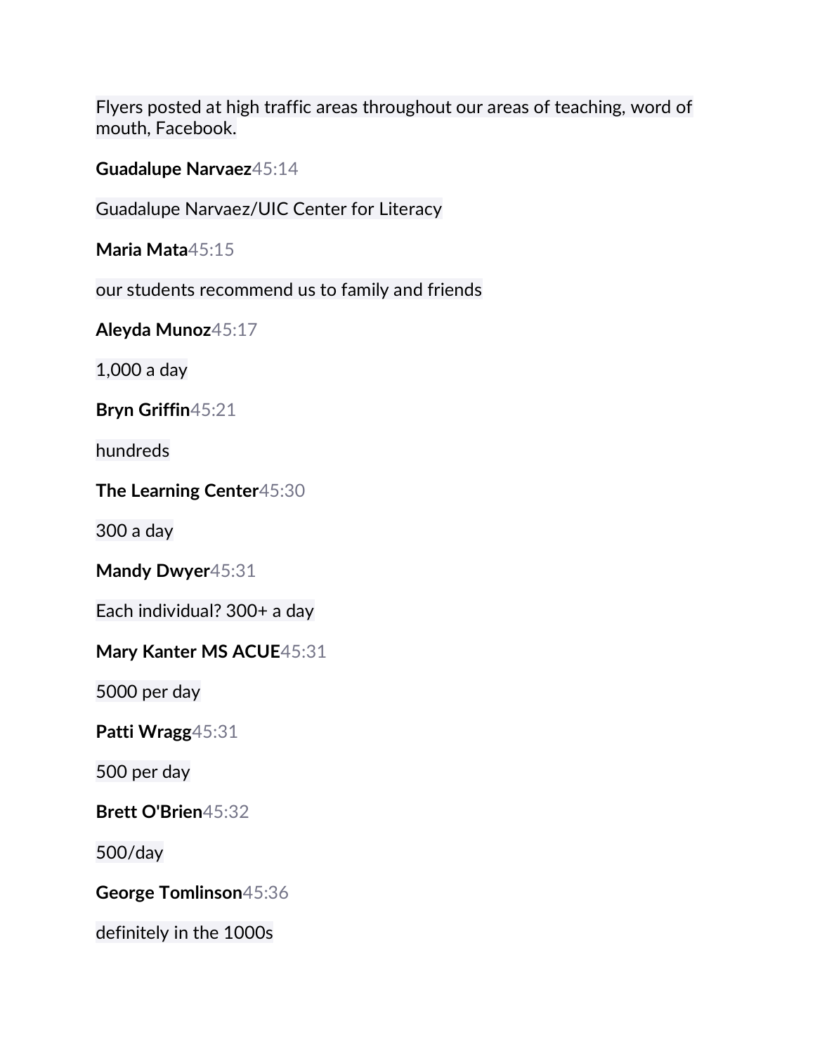Flyers posted at high traffic areas throughout our areas of teaching, word of mouth, Facebook.

**Guadalupe Narvaez**45:14

Guadalupe Narvaez/UIC Center for Literacy

**Maria Mata**45:15

our students recommend us to family and friends

**Aleyda Munoz**45:17

1,000 a day

**Bryn Griffin**45:21

hundreds

**The Learning Center**45:30

300 a day

**Mandy Dwyer**45:31

Each individual? 300+ a day

**Mary Kanter MS ACUE**45:31

5000 per day

**Patti Wragg**45:31

500 per day

**Brett O'Brien**45:32

500/day

**George Tomlinson**45:36

definitely in the 1000s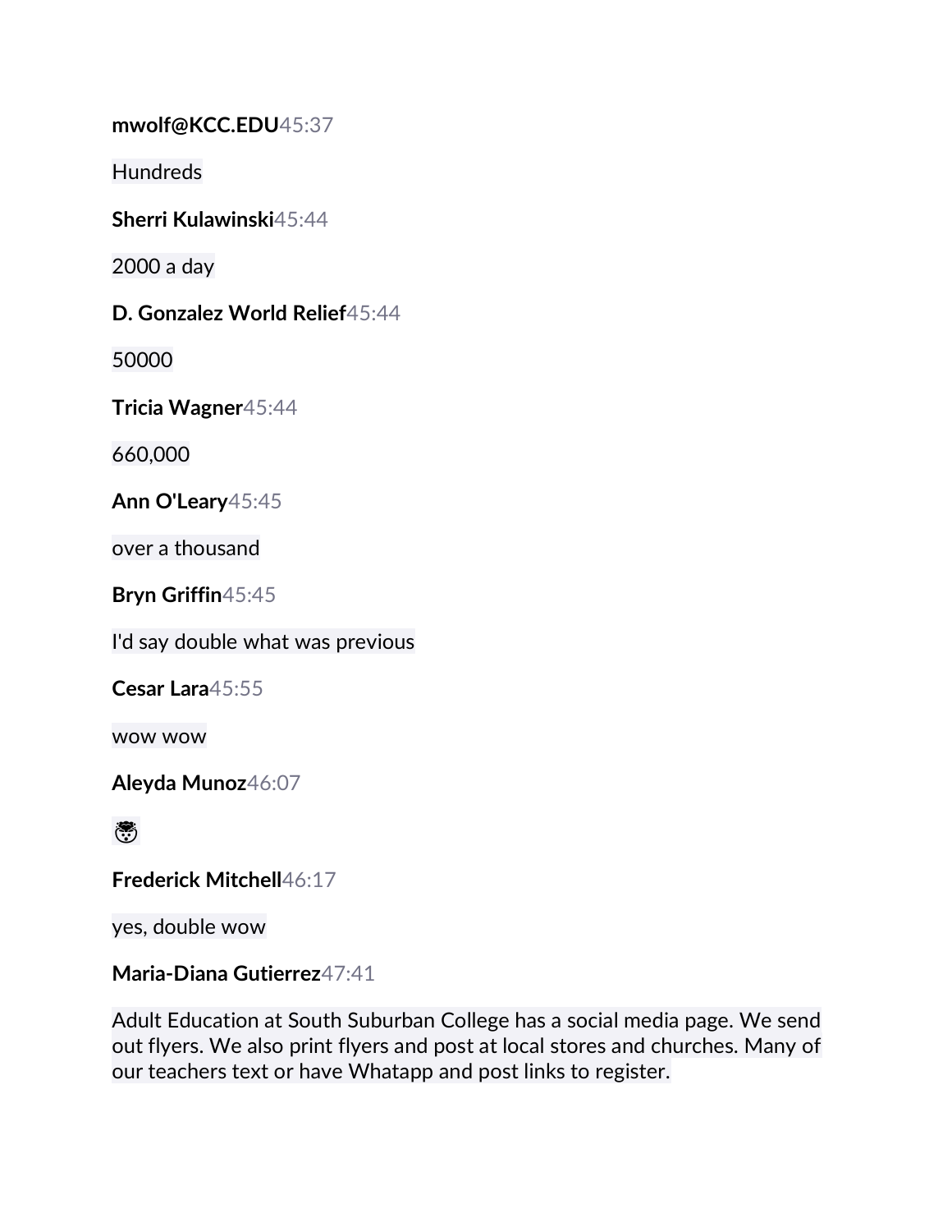**mwolf@KCC.EDU**45:37

Hundreds

**Sherri Kulawinski**45:44

2000 a day

**D. Gonzalez World Relief**45:44

50000

**Tricia Wagner**45:44

660,000

**Ann O'Leary**45:45

over a thousand

**Bryn Griffin**45:45

I'd say double what was previous

**Cesar Lara**45:55

wow wow

**Aleyda Munoz**46:07

😵

**Frederick Mitchell**46:17

yes, double wow

**Maria-Diana Gutierrez**47:41

Adult Education at South Suburban College has a social media page. We send out flyers. We also print flyers and post at local stores and churches. Many of our teachers text or have Whatapp and post links to register.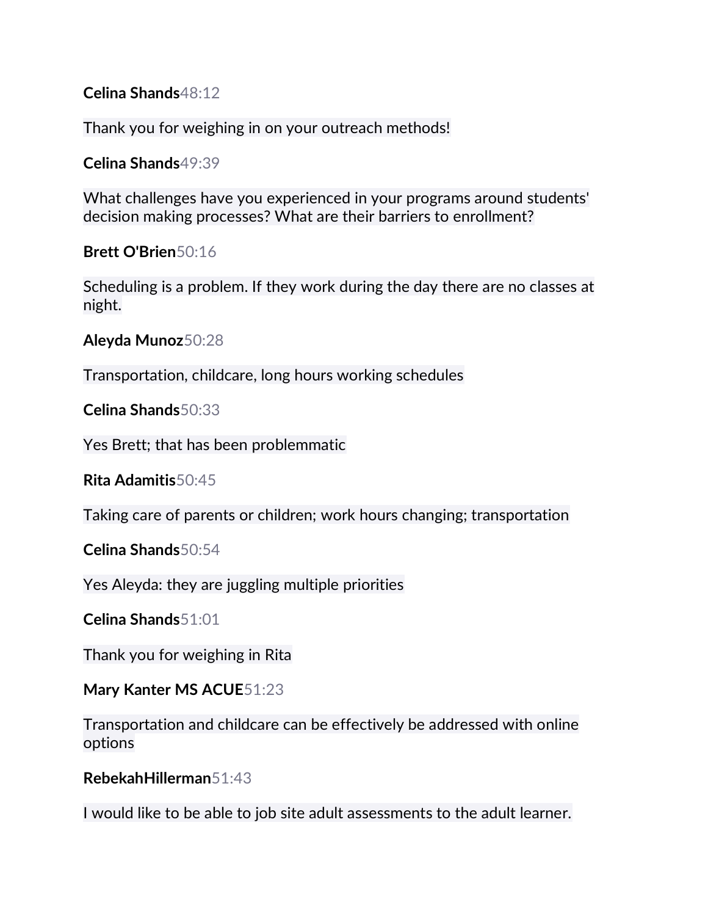**Celina Shands**48:12

Thank you for weighing in on your outreach methods!

**Celina Shands**49:39

What challenges have you experienced in your programs around students' decision making processes? What are their barriers to enrollment?

**Brett O'Brien**50:16

Scheduling is a problem. If they work during the day there are no classes at night.

**Aleyda Munoz**50:28

Transportation, childcare, long hours working schedules

**Celina Shands**50:33

Yes Brett; that has been problemmatic

**Rita Adamitis**50:45

Taking care of parents or children; work hours changing; transportation

**Celina Shands**50:54

Yes Aleyda: they are juggling multiple priorities

**Celina Shands**51:01

Thank you for weighing in Rita

**Mary Kanter MS ACUE**51:23

Transportation and childcare can be effectively be addressed with online options

**RebekahHillerman**51:43

I would like to be able to job site adult assessments to the adult learner.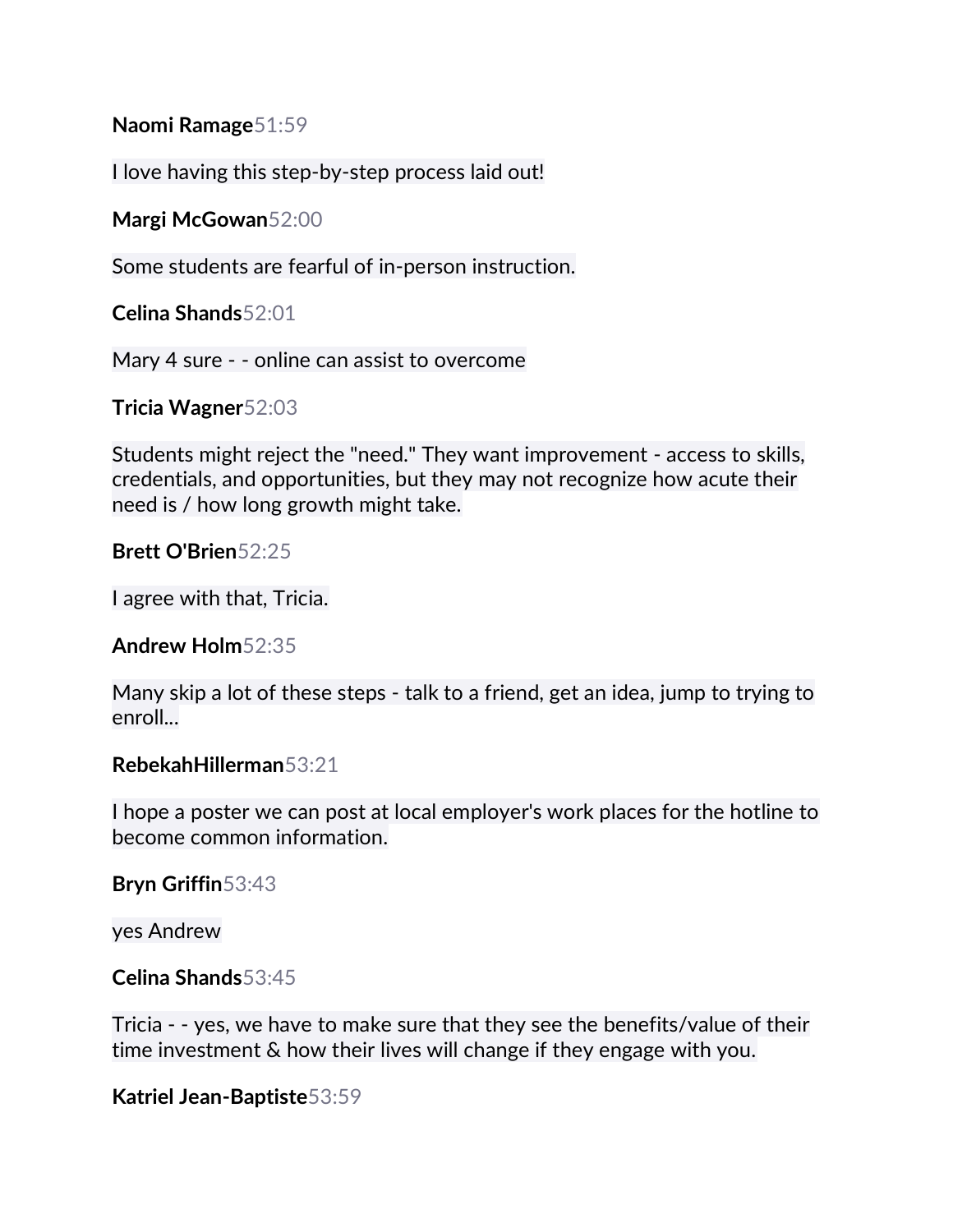**Naomi Ramage** 51:59

I love having this step-by-step process laid out!

**Margi McGowan** 52:00

Some students are fearful of in-person instruction.

**Celina Shands** 52:01

Mary 4 sure - - online can assist to overcome

**Tricia Wagner** 52:03

Students might reject the "need." They want improvement - access to skills, credentials, and opportunities, but they may not recognize how acute their need is / how long growth might take.

**Brett O'Brien** 52:25

I agree with that, Tricia.

**Andrew Holm** 52:35

Many skip a lot of these steps - talk to a friend, get an idea, jump to trying to enroll...

**RebekahHillerman** 53:21

I hope a poster we can post at local employer's work places for the hotline to become common information.

**Bryn Griffin** 53:43

yes Andrew

**Celina Shands** 53:45

Tricia - - yes, we have to make sure that they see the benefits/value of their time investment & how their lives will change if they engage with you.

**Katriel Jean-Baptiste** 53:59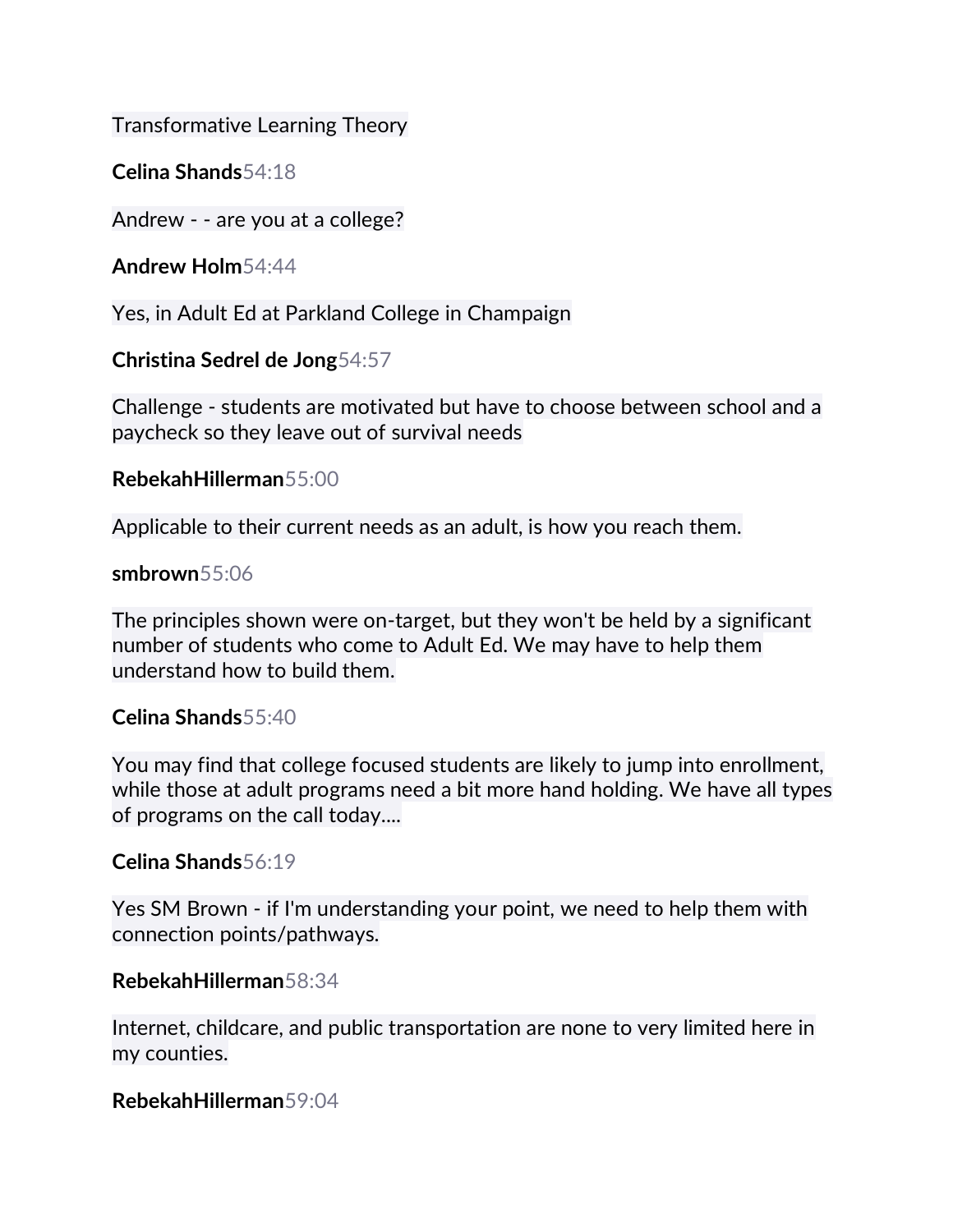Transformative Learning Theory

**Celina Shands**54:18

Andrew - - are you at a college?

**Andrew Holm**54:44

Yes, in Adult Ed at Parkland College in Champaign

**Christina Sedrel de Jong**54:57

Challenge - students are motivated but have to choose between school and a paycheck so they leave out of survival needs

**RebekahHillerman**55:00

Applicable to their current needs as an adult, is how you reach them.

**smbrown**55:06

The principles shown were on-target, but they won't be held by a significant number of students who come to Adult Ed. We may have to help them understand how to build them.

**Celina Shands**55:40

You may find that college focused students are likely to jump into enrollment, while those at adult programs need a bit more hand holding. We have all types of programs on the call today....

**Celina Shands**56:19

Yes SM Brown - if I'm understanding your point, we need to help them with connection points/pathways.

**RebekahHillerman**58:34

Internet, childcare, and public transportation are none to very limited here in my counties.

**RebekahHillerman**59:04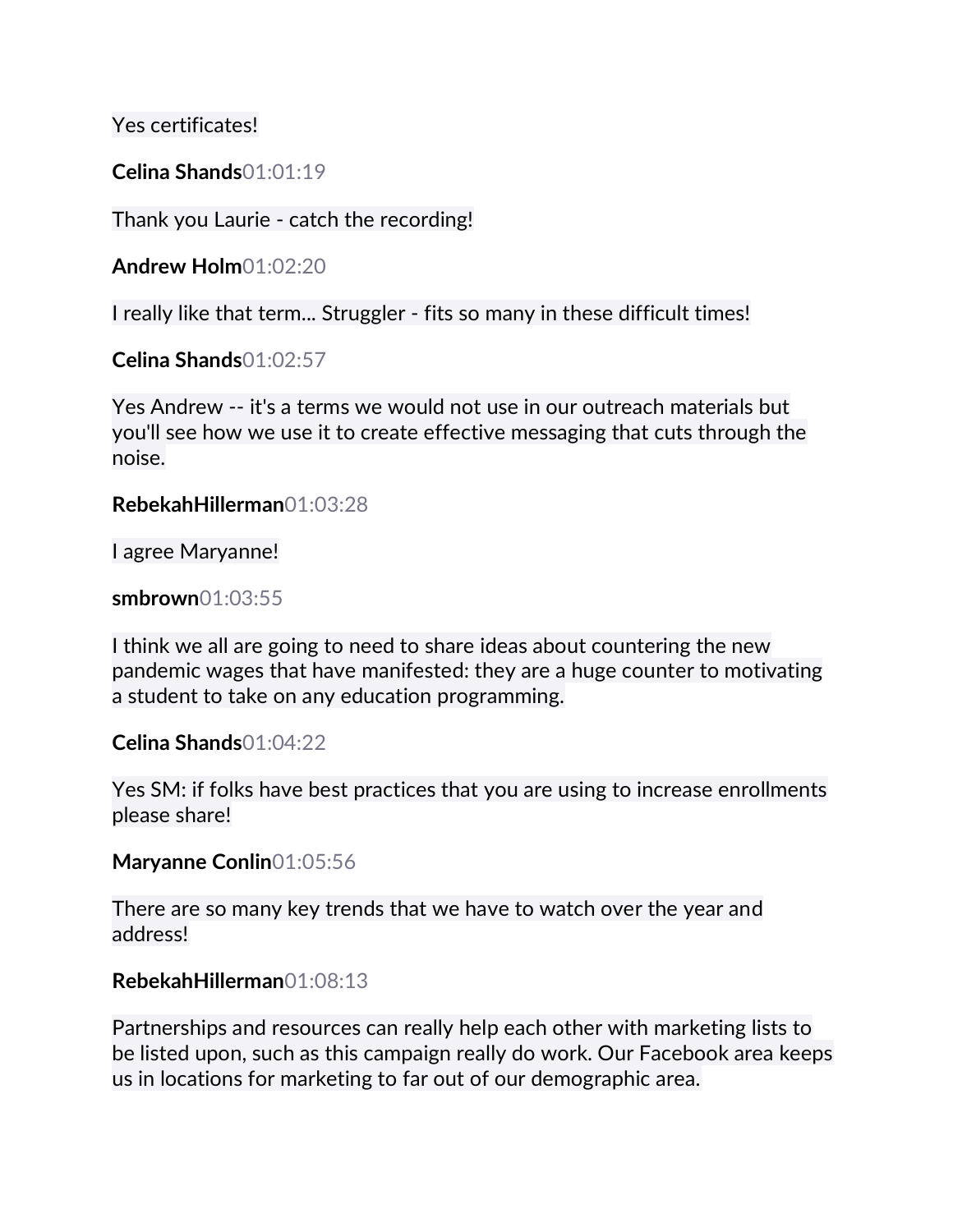Yes certificates!

**Celina Shands**01:01:19

Thank you Laurie - catch the recording!

**Andrew Holm**01:02:20

I really like that term... Struggler - fits so many in these difficult times!

**Celina Shands**01:02:57

Yes Andrew -- it's a terms we would not use in our outreach materials but you'll see how we use it to create effective messaging that cuts through the noise.

**RebekahHillerman**01:03:28

I agree Maryanne!

**smbrown**01:03:55

I think we all are going to need to share ideas about countering the new pandemic wages that have manifested: they are a huge counter to motivating a student to take on any education programming.

**Celina Shands**01:04:22

Yes SM: if folks have best practices that you are using to increase enrollments please share!

**Maryanne Conlin**01:05:56

There are so many key trends that we have to watch over the year and address!

**RebekahHillerman**01:08:13

Partnerships and resources can really help each other with marketing lists to be listed upon, such as this campaign really do work. Our Facebook area keeps us in locations for marketing to far out of our demographic area.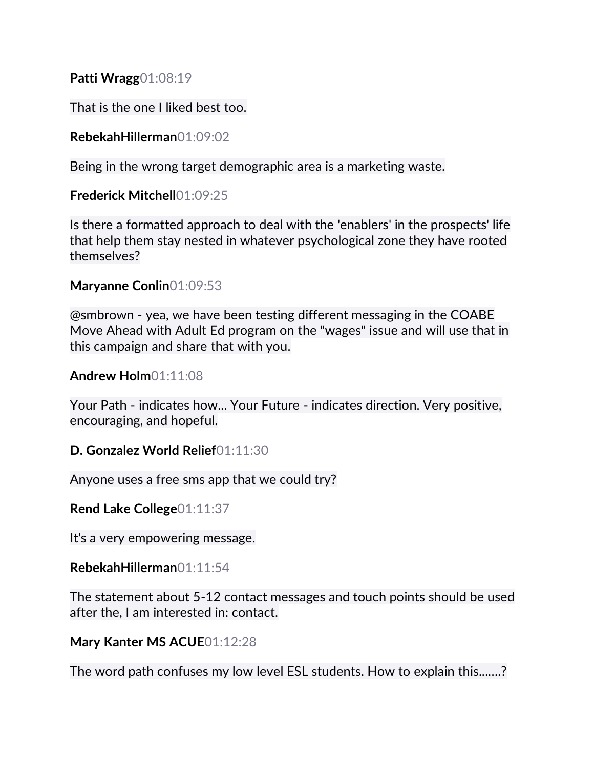**Patti Wragg**01:08:19

That is the one I liked best too.

**RebekahHillerman**01:09:02

Being in the wrong target demographic area is a marketing waste.

**Frederick Mitchell**01:09:25

Is there a formatted approach to deal with the 'enablers' in the prospects' life that help them stay nested in whatever psychological zone they have rooted themselves?

**Maryanne Conlin**01:09:53

@smbrown - yea, we have been testing different messaging in the COABE Move Ahead with Adult Ed program on the "wages" issue and will use that in this campaign and share that with you.

**Andrew Holm**01:11:08

Your Path - indicates how... Your Future - indicates direction. Very positive, encouraging, and hopeful.

**D. Gonzalez World Relief**01:11:30

Anyone uses a free sms app that we could try?

**Rend Lake College**01:11:37

It's a very empowering message.

**RebekahHillerman**01:11:54

The statement about 5-12 contact messages and touch points should be used after the, I am interested in: contact.

**Mary Kanter MS ACUE**01:12:28

The word path confuses my low level ESL students. How to explain this.......?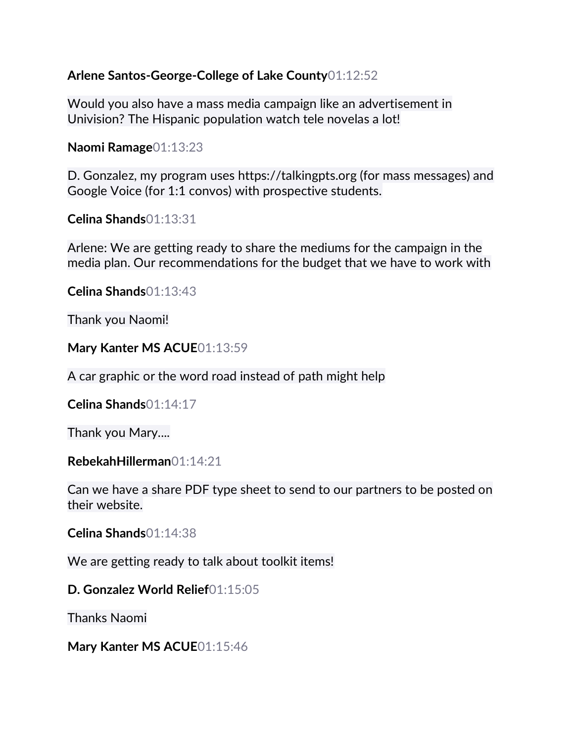**Arlene Santos-George-College of Lake County**01:12:52

Would you also have a mass media campaign like an advertisement in Univision? The Hispanic population watch tele novelas a lot!

**Naomi Ramage**01:13:23

D. Gonzalez, my program uses https://talkingpts.org (for mass messages) and Google Voice (for 1:1 convos) with prospective students.

**Celina Shands**01:13:31

Arlene: We are getting ready to share the mediums for the campaign in the media plan. Our recommendations for the budget that we have to work with

**Celina Shands**01:13:43

Thank you Naomi!

**Mary Kanter MS ACUE**01:13:59

A car graphic or the word road instead of path might help

**Celina Shands**01:14:17

Thank you Mary....

**RebekahHillerman**01:14:21

Can we have a share PDF type sheet to send to our partners to be posted on their website.

**Celina Shands**01:14:38

We are getting ready to talk about toolkit items!

**D. Gonzalez World Relief**01:15:05

Thanks Naomi

**Mary Kanter MS ACUE**01:15:46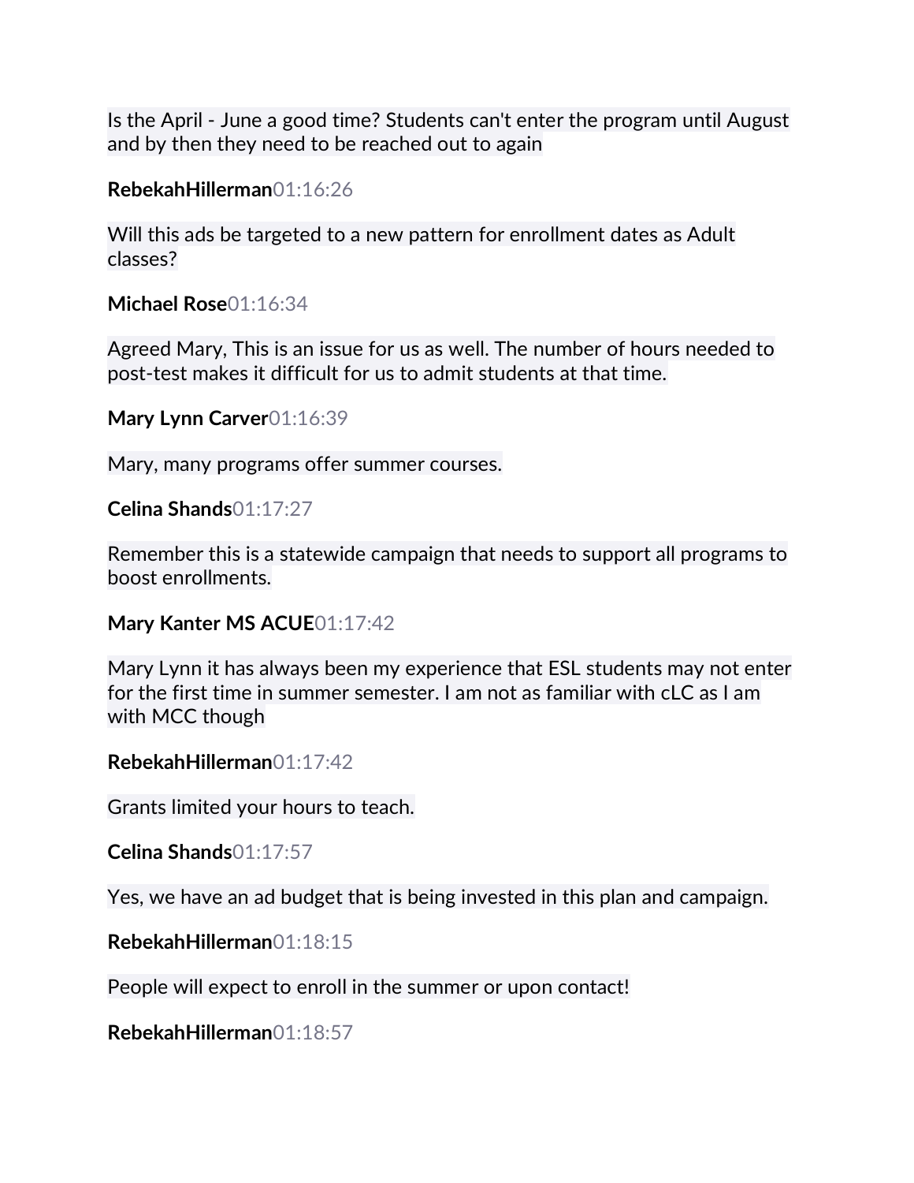Is the April - June a good time? Students can't enter the program until August and by then they need to be reached out to again

**RebekahHillerman**01:16:26

Will this ads be targeted to a new pattern for enrollment dates as Adult classes?

**Michael Rose**01:16:34

Agreed Mary, This is an issue for us as well. The number of hours needed to post-test makes it difficult for us to admit students at that time.

**Mary Lynn Carver**01:16:39

Mary, many programs offer summer courses.

**Celina Shands**01:17:27

Remember this is a statewide campaign that needs to support all programs to boost enrollments.

**Mary Kanter MS ACUE**01:17:42

Mary Lynn it has always been my experience that ESL students may not enter for the first time in summer semester. I am not as familiar with cLC as I am with MCC though

**RebekahHillerman**01:17:42

Grants limited your hours to teach.

**Celina Shands**01:17:57

Yes, we have an ad budget that is being invested in this plan and campaign.

**RebekahHillerman**01:18:15

People will expect to enroll in the summer or upon contact!

**RebekahHillerman**01:18:57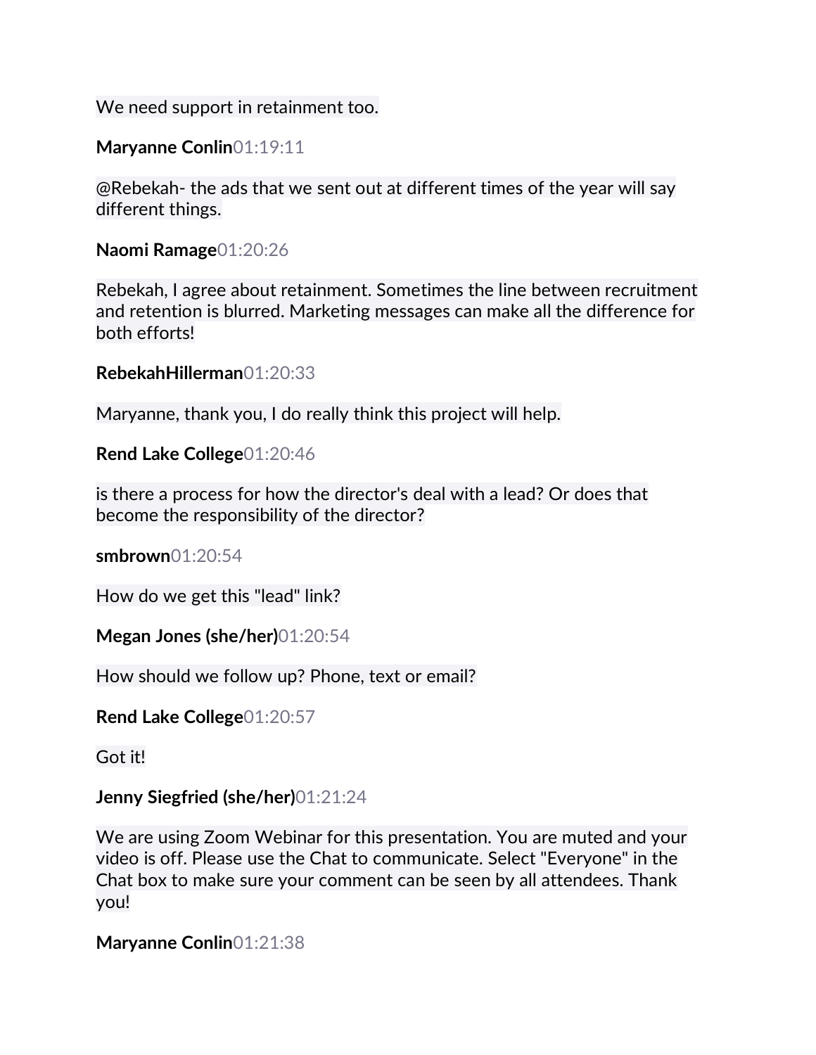We need support in retainment too.

**Maryanne Conlin**01:19:11

@Rebekah- the ads that we sent out at different times of the year will say different things.

**Naomi Ramage**01:20:26

Rebekah, I agree about retainment. Sometimes the line between recruitment and retention is blurred. Marketing messages can make all the difference for both efforts!

**RebekahHillerman**01:20:33

Maryanne, thank you, I do really think this project will help.

**Rend Lake College**01:20:46

is there a process for how the director's deal with a lead? Or does that become the responsibility of the director?

**smbrown**01:20:54

How do we get this "lead" link?

**Megan Jones (she/her)**01:20:54

How should we follow up? Phone, text or email?

**Rend Lake College**01:20:57

Got it!

**Jenny Siegfried (she/her)**01:21:24

We are using Zoom Webinar for this presentation. You are muted and your video is off. Please use the Chat to communicate. Select "Everyone" in the Chat box to make sure your comment can be seen by all attendees. Thank you!

**Maryanne Conlin**01:21:38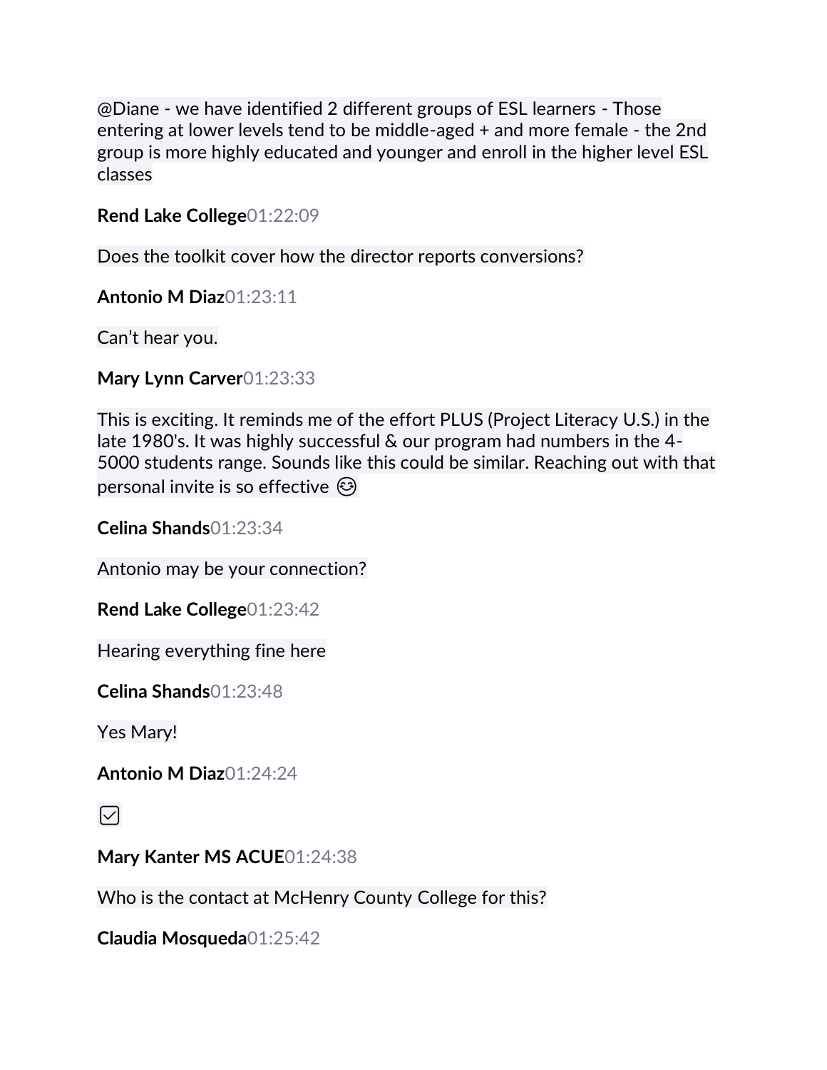@Diane - we have identified 2 different groups of ESL learners - Those entering at lower levels tend to be middle-aged + and more female - the 2nd group is more highly educated and younger and enroll in the higher level ESL classes

**Rend Lake College**01:22:09

Does the toolkit cover how the director reports conversions?

**Antonio M Diaz**01:23:11

Can't hear you.

**Mary Lynn Carver**01:23:33

This is exciting. It reminds me of the effort PLUS (Project Literacy U.S.) in the late 1980's. It was highly successful & our program had numbers in the 4-5000 students range. Sounds like this could be similar. Reaching out with that personal invite is so effective 😊

**Celina Shands**01:23:34

Antonio may be your connection?

**Rend Lake College**01:23:42

Hearing everything fine here

**Celina Shands**01:23:48

Yes Mary!

**Antonio M Diaz**01:24:24

☑

**Mary Kanter MS ACUE**01:24:38

Who is the contact at McHenry County College for this?

**Claudia Mosqueda**01:25:42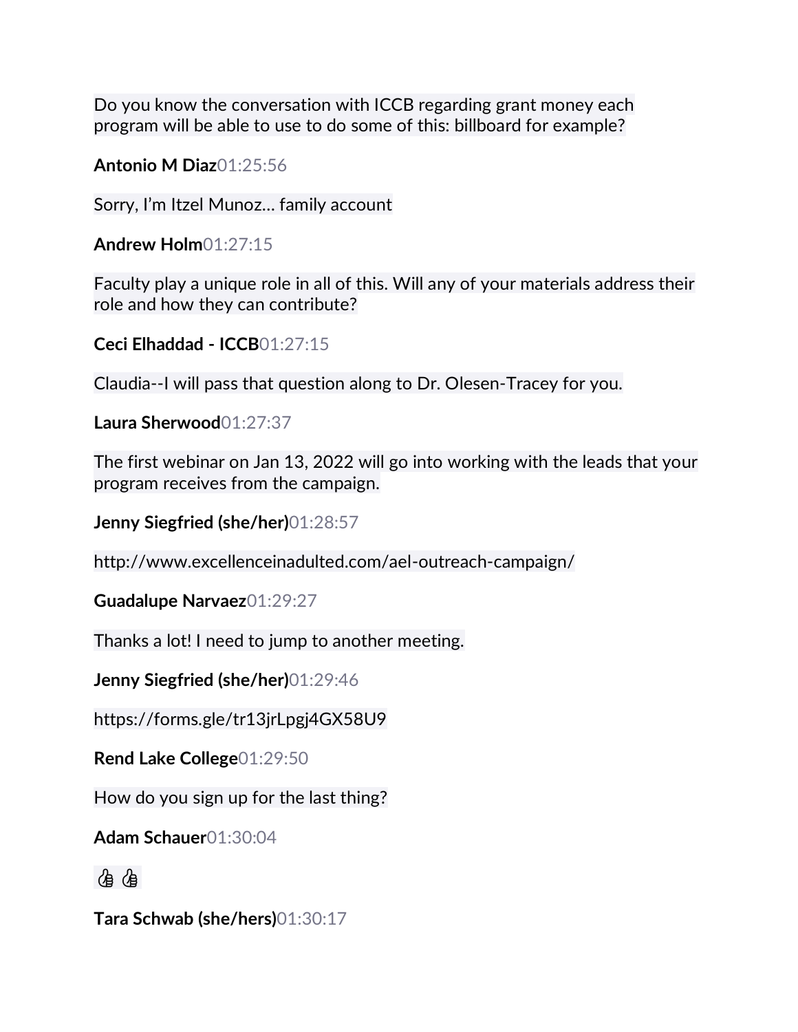Do you know the conversation with ICCB regarding grant money each program will be able to use to do some of this: billboard for example?

**Antonio M Diaz** 01:25:56

Sorry, I'm Itzel Munoz... family account

**Andrew Holm** 01:27:15

Faculty play a unique role in all of this. Will any of your materials address their role and how they can contribute?

**Ceci Elhaddad - ICCB** 01:27:15

Claudia--I will pass that question along to Dr. Olesen-Tracey for you.

**Laura Sherwood** 01:27:37

The first webinar on Jan 13, 2022 will go into working with the leads that your program receives from the campaign.

**Jenny Siegfried (she/her)** 01:28:57

http://www.excellenceinadulted.com/ael-outreach-campaign/

**Guadalupe Narvaez** 01:29:27

Thanks a lot! I need to jump to another meeting.

**Jenny Siegfried (she/her)** 01:29:46

https://forms.gle/tr13jrLpgj4GX58U9

**Rend Lake College** 01:29:50

How do you sign up for the last thing?

**Adam Schauer** 01:30:04

👍 👍

**Tara Schwab (she/hers)** 01:30:17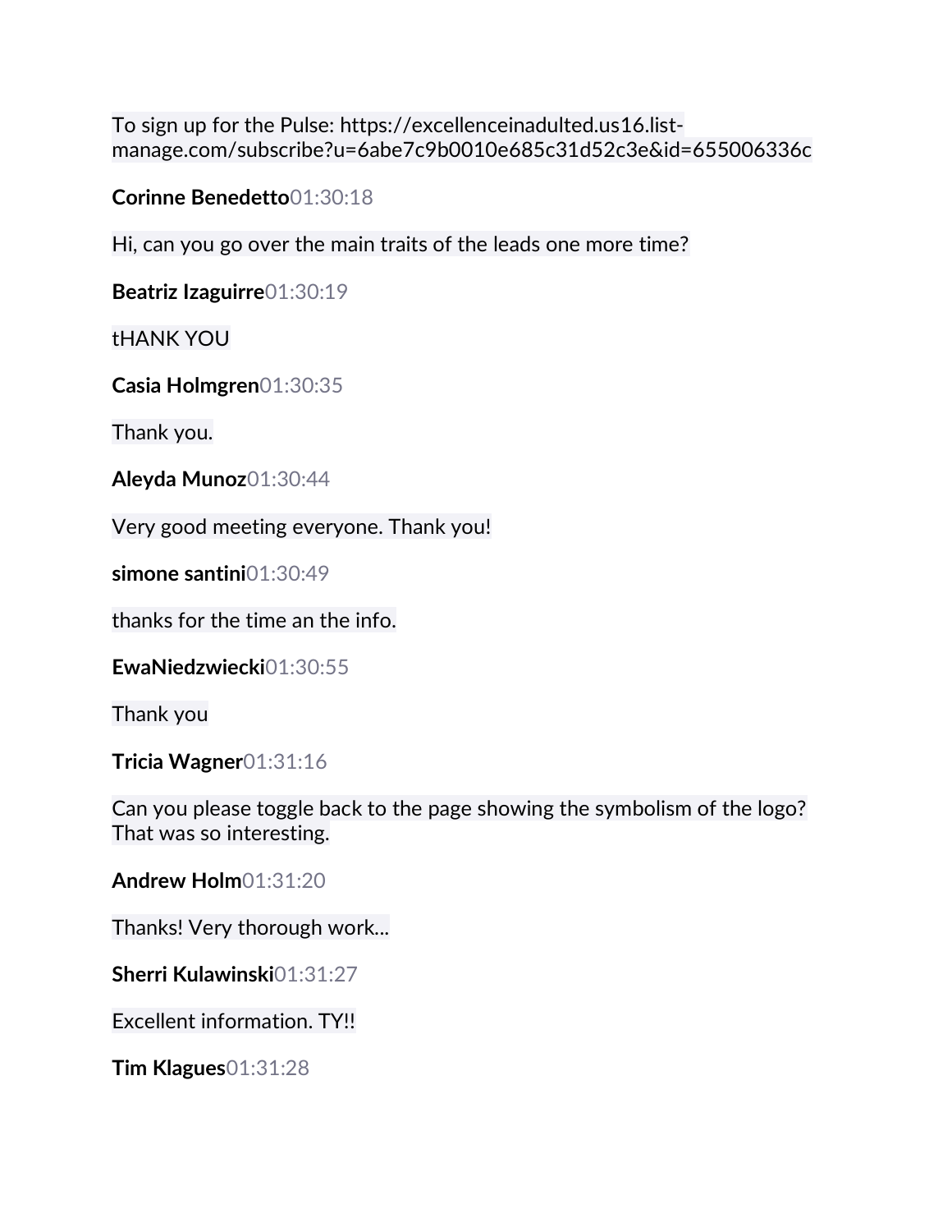To sign up for the Pulse: https://excellenceinadulted.us16.list-manage.com/subscribe?u=6abe7c9b0010e685c31d52c3e&id=655006336c

**Corinne Benedetto**01:30:18

Hi, can you go over the main traits of the leads one more time?

**Beatriz Izaguirre**01:30:19

tHANK YOU

**Casia Holmgren**01:30:35

Thank you.

**Aleyda Munoz**01:30:44

Very good meeting everyone. Thank you!

**simone santini**01:30:49

thanks for the time an the info.

**EwaNiedzwiecki**01:30:55

Thank you

**Tricia Wagner**01:31:16

Can you please toggle back to the page showing the symbolism of the logo? That was so interesting.

**Andrew Holm**01:31:20

Thanks! Very thorough work...

**Sherri Kulawinski**01:31:27

Excellent information. TY!!

**Tim Klagues**01:31:28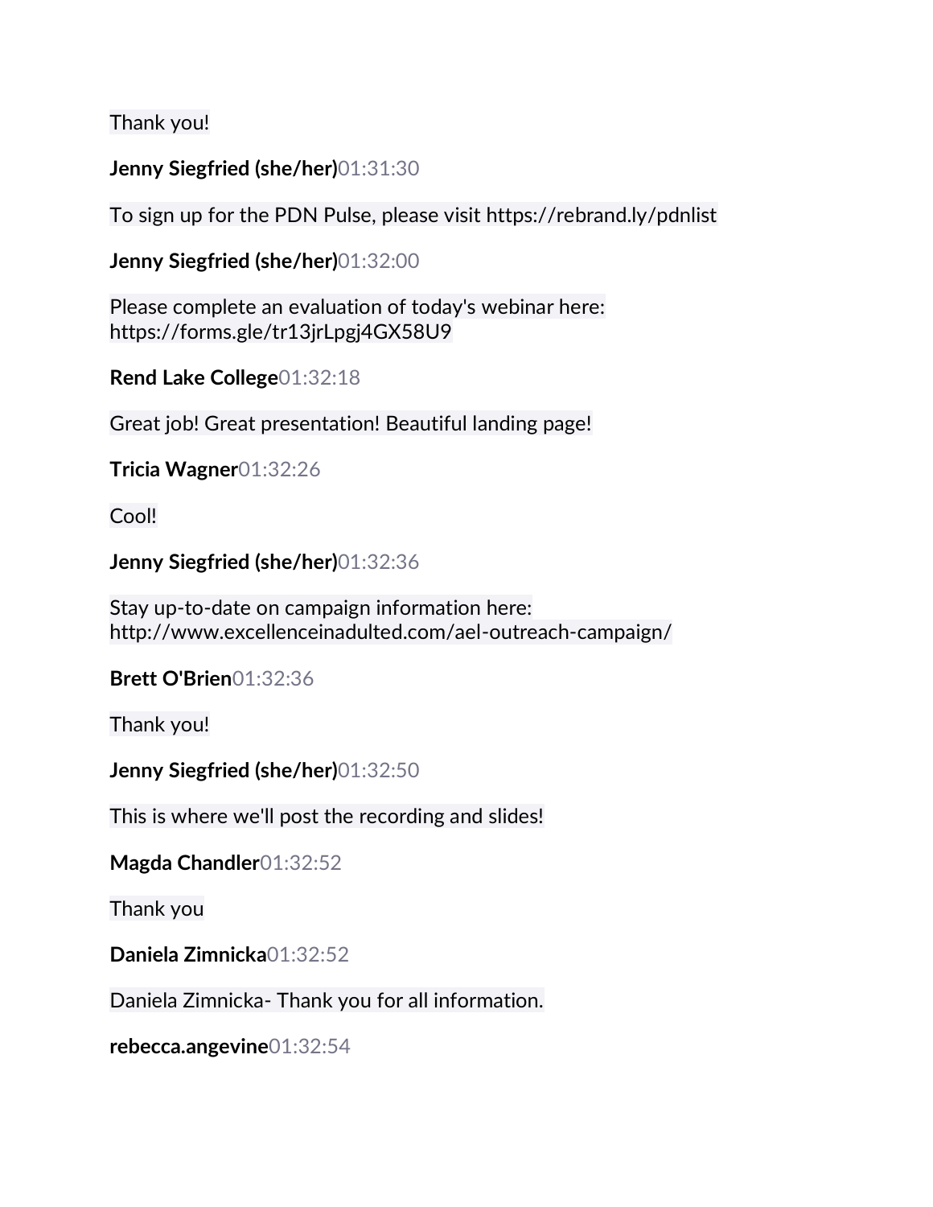Thank you!

**Jenny Siegfried (she/her)**01:31:30

To sign up for the PDN Pulse, please visit https://rebrand.ly/pdnlist

**Jenny Siegfried (she/her)**01:32:00

Please complete an evaluation of today's webinar here: https://forms.gle/tr13jrLpgj4GX58U9

**Rend Lake College**01:32:18

Great job! Great presentation! Beautiful landing page!

**Tricia Wagner**01:32:26

Cool!

**Jenny Siegfried (she/her)**01:32:36

Stay up-to-date on campaign information here: http://www.excellenceinadulted.com/ael-outreach-campaign/

**Brett O'Brien**01:32:36

Thank you!

**Jenny Siegfried (she/her)**01:32:50

This is where we'll post the recording and slides!

**Magda Chandler**01:32:52

Thank you

**Daniela Zimnicka**01:32:52

Daniela Zimnicka- Thank you for all information.

**rebecca.angevine**01:32:54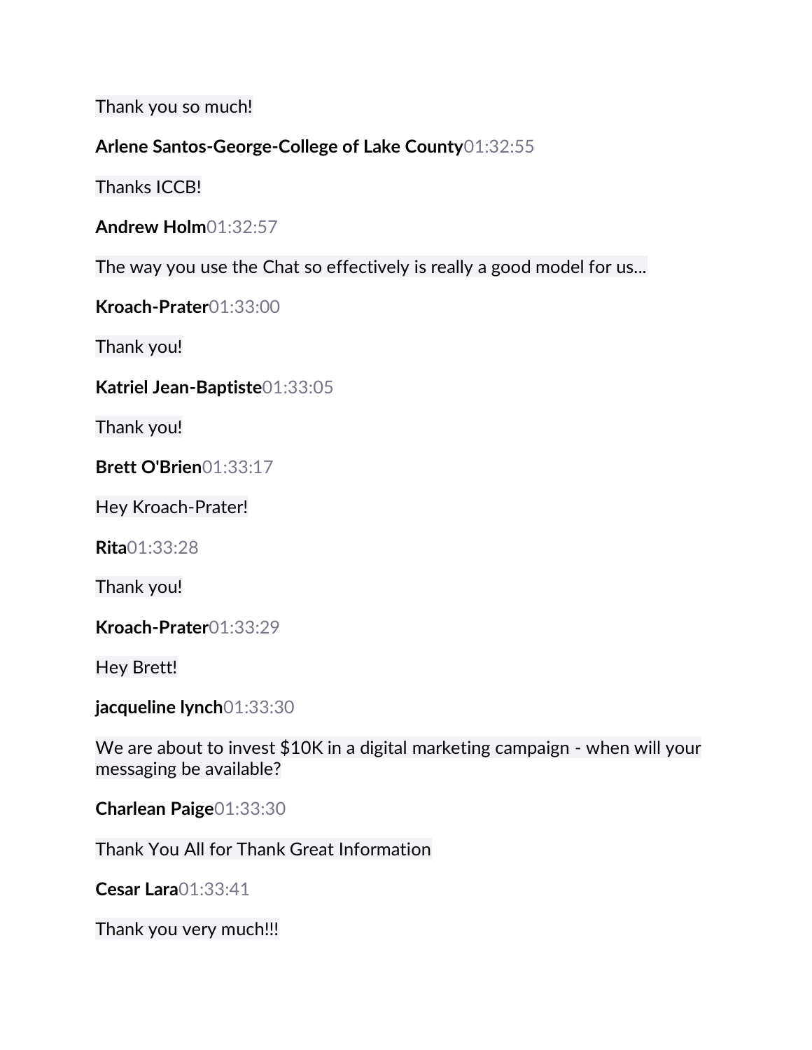Thank you so much!

**Arlene Santos-George-College of Lake County**01:32:55

Thanks ICCB!

**Andrew Holm**01:32:57

The way you use the Chat so effectively is really a good model for us...

**Kroach-Prater**01:33:00

Thank you!

**Katriel Jean-Baptiste**01:33:05

Thank you!

**Brett O'Brien**01:33:17

Hey Kroach-Prater!

**Rita**01:33:28

Thank you!

**Kroach-Prater**01:33:29

Hey Brett!

**jacqueline lynch**01:33:30

We are about to invest $10K in a digital marketing campaign - when will your messaging be available?

**Charlean Paige**01:33:30

Thank You All for Thank Great Information

**Cesar Lara**01:33:41

Thank you very much!!!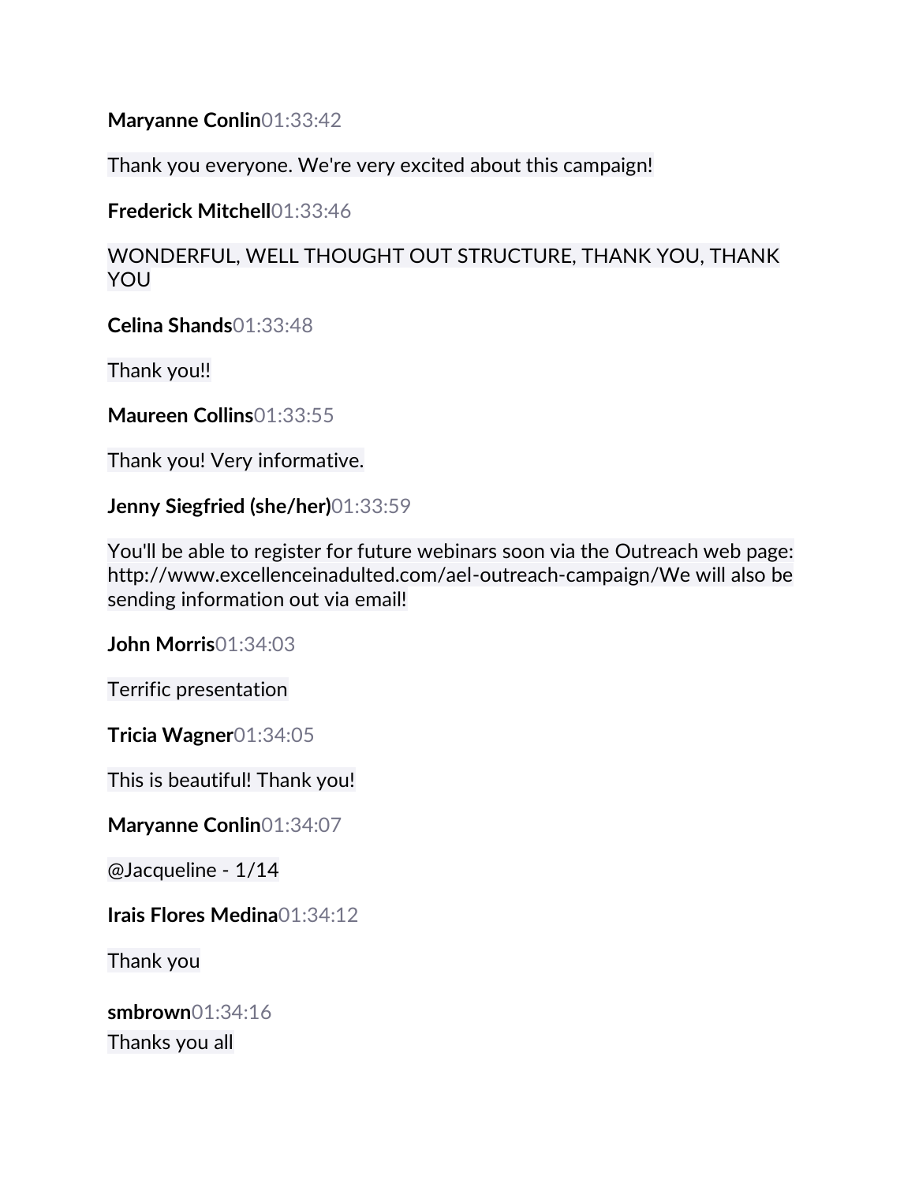**Maryanne Conlin**01:33:42

Thank you everyone. We're very excited about this campaign!

**Frederick Mitchell**01:33:46

WONDERFUL, WELL THOUGHT OUT STRUCTURE, THANK YOU, THANK YOU

**Celina Shands**01:33:48

Thank you!!

**Maureen Collins**01:33:55

Thank you! Very informative.

**Jenny Siegfried (she/her)**01:33:59

You'll be able to register for future webinars soon via the Outreach web page: http://www.excellenceinadulted.com/ael-outreach-campaign/We will also be sending information out via email!

**John Morris**01:34:03

Terrific presentation

**Tricia Wagner**01:34:05

This is beautiful! Thank you!

**Maryanne Conlin**01:34:07

@Jacqueline - 1/14

**Irais Flores Medina**01:34:12

Thank you

**smbrown**01:34:16

Thanks you all